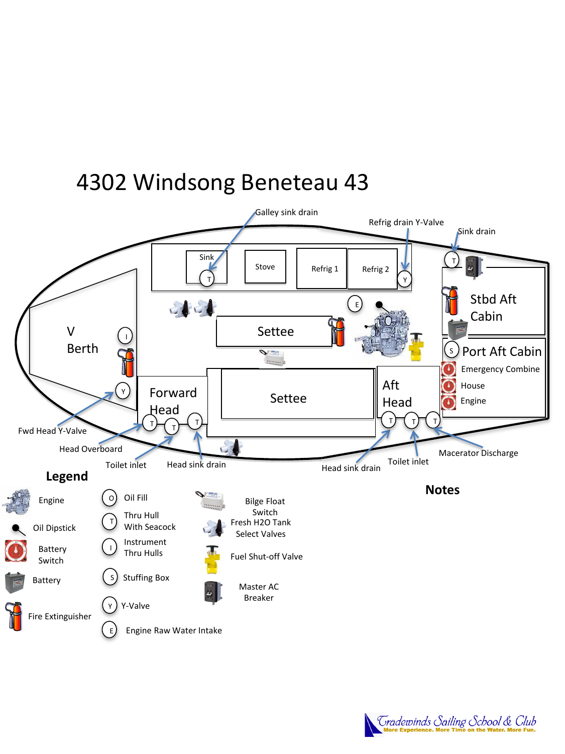# 4302 Windsong Beneteau 43

Galley sink drain

Refrig drain Y-Valve

Sink drain

Sink

Stove

Refrig 1

Refrig 2

V Berth

Settee

Stbd Aft Cabin

Port Aft Cabin

Emergency Combine

House

Engine

Forward Head

Settee

Aft Head

Fwd Head Y-Valve

Head Overboard

Toilet inlet

Head sink drain

Head sink drain

Toilet inlet

Macerator Discharge

## Legend

- Engine
- Oil Dipstick
- Battery Switch
- Battery
- Fire Extinguisher
- O — Oil Fill
- T — Thru Hull With Seacock
- I — Instrument Thru Hulls
- S — Stuffing Box
- Y — Y-Valve
- E — Engine Raw Water Intake
- Bilge Float Switch
- Fresh H2O Tank Select Valves
- Fuel Shut-off Valve
- Master AC Breaker

## Notes

Tradewinds Sailing School & Club
More Experience. More Time on the Water. More Fun.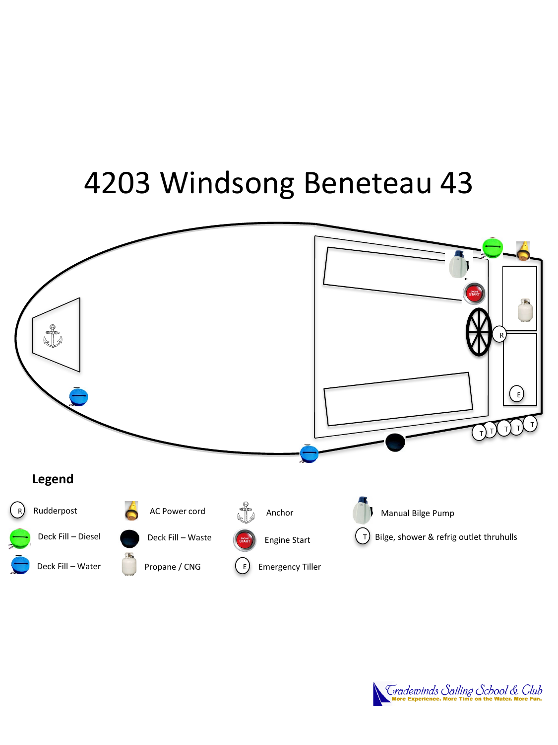# 4203 Windsong Beneteau 43

**Legend**

- R — Rudderpost
- Deck Fill – Diesel
- Deck Fill – Water
- AC Power cord
- Deck Fill – Waste
- Propane / CNG
- Anchor
- Engine Start
- E — Emergency Tiller
- Manual Bilge Pump
- T — Bilge, shower & refrig outlet thruhulls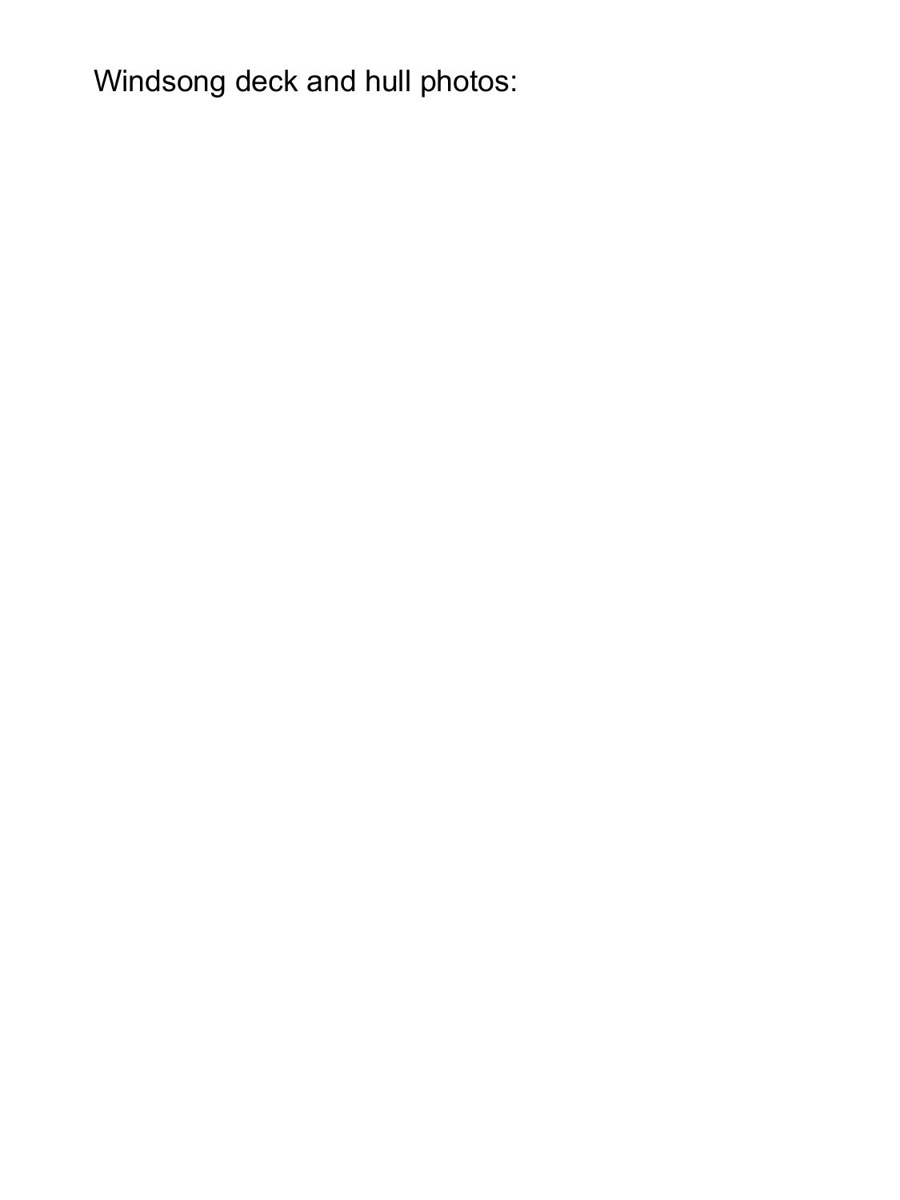Windsong deck and hull photos: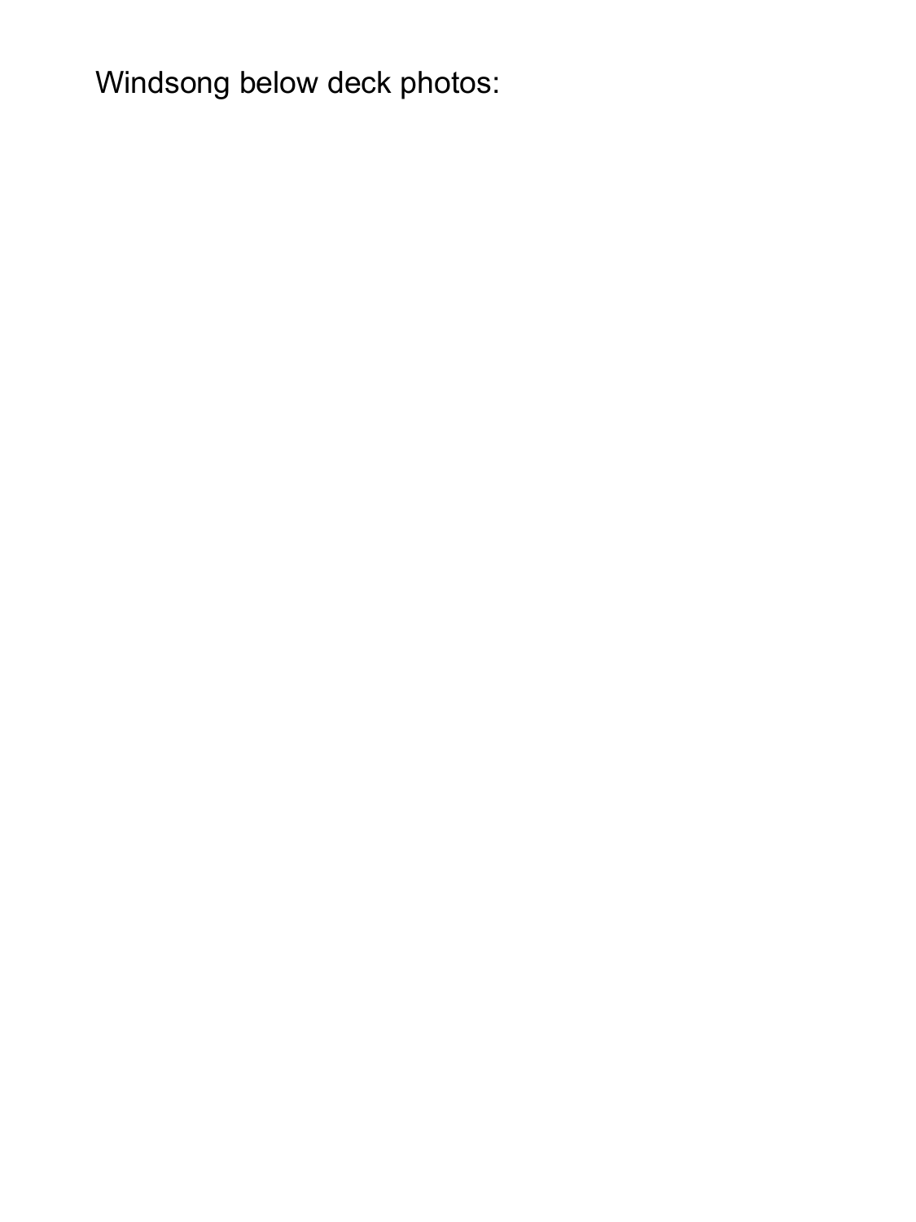Windsong below deck photos: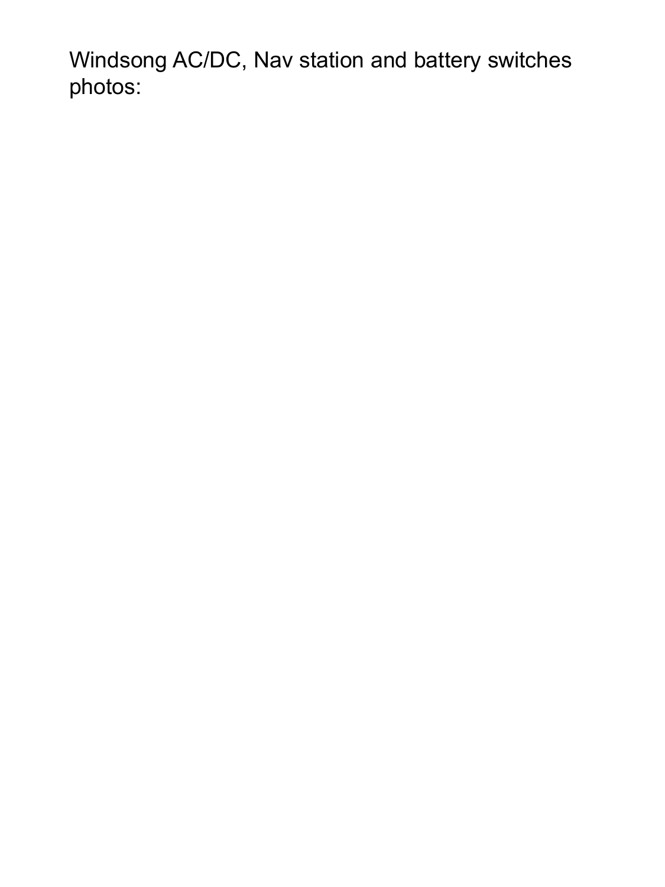Windsong AC/DC, Nav station and battery switches photos: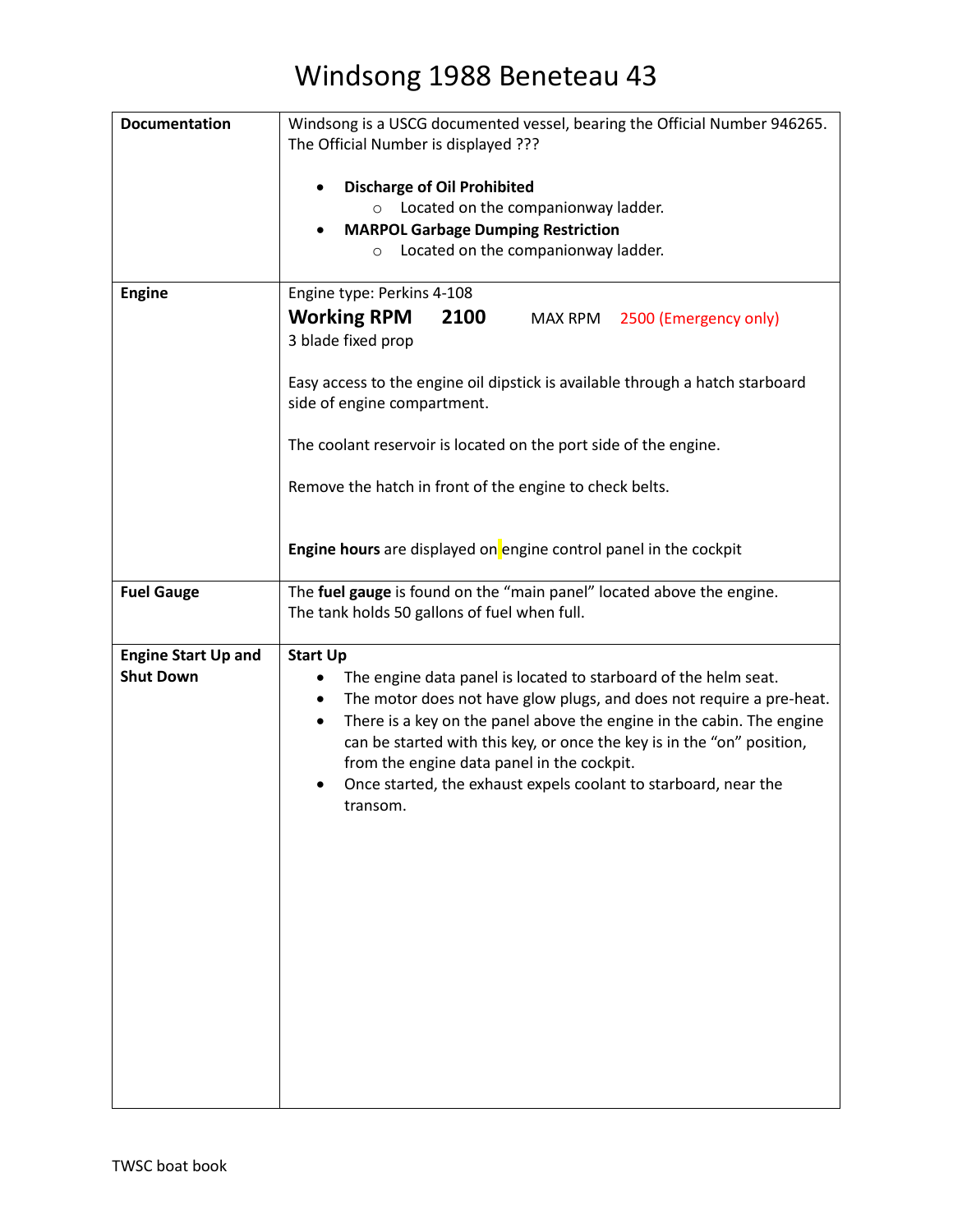# Windsong 1988 Beneteau 43

| | |
|---|---|
| **Documentation** | Windsong is a USCG documented vessel, bearing the Official Number 946265. The Official Number is displayed ???<br><br>• **Discharge of Oil Prohibited**<br>&nbsp;&nbsp;&nbsp;&nbsp;○ Located on the companionway ladder.<br>• **MARPOL Garbage Dumping Restriction**<br>&nbsp;&nbsp;&nbsp;&nbsp;○ Located on the companionway ladder. |
| **Engine** | Engine type: Perkins 4-108<br>**Working RPM 2100** MAX RPM 2500 (Emergency only)<br>3 blade fixed prop<br><br>Easy access to the engine oil dipstick is available through a hatch starboard side of engine compartment.<br><br>The coolant reservoir is located on the port side of the engine.<br><br>Remove the hatch in front of the engine to check belts.<br><br>**Engine hours** are displayed on engine control panel in the cockpit |
| **Fuel Gauge** | The **fuel gauge** is found on the "main panel" located above the engine.<br>The tank holds 50 gallons of fuel when full. |
| **Engine Start Up and Shut Down** | **Start Up**<br>• The engine data panel is located to starboard of the helm seat.<br>• The motor does not have glow plugs, and does not require a pre-heat.<br>• There is a key on the panel above the engine in the cabin. The engine can be started with this key, or once the key is in the "on" position, from the engine data panel in the cockpit.<br>• Once started, the exhaust expels coolant to starboard, near the transom. |

TWSC boat book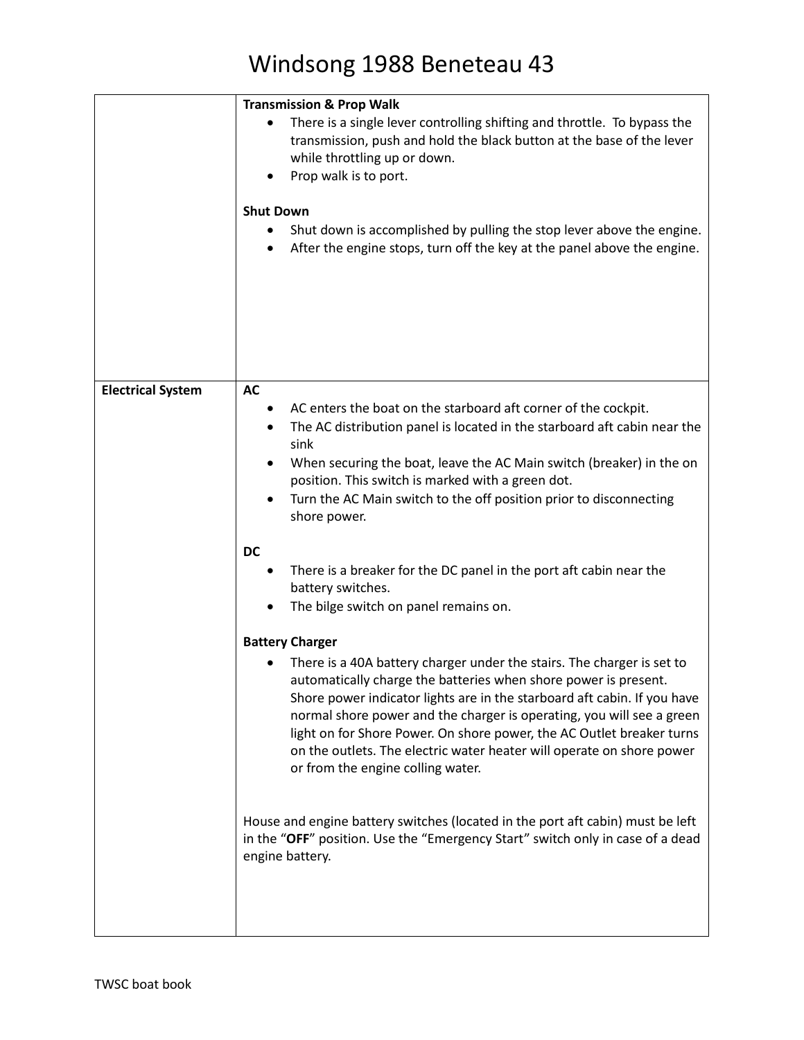| | |
|---|---|
| | **Transmission & Prop Walk**<br>• There is a single lever controlling shifting and throttle. To bypass the transmission, push and hold the black button at the base of the lever while throttling up or down.<br>• Prop walk is to port.<br><br>**Shut Down**<br>• Shut down is accomplished by pulling the stop lever above the engine.<br>• After the engine stops, turn off the key at the panel above the engine. |
| **Electrical System** | **AC**<br>• AC enters the boat on the starboard aft corner of the cockpit.<br>• The AC distribution panel is located in the starboard aft cabin near the sink<br>• When securing the boat, leave the AC Main switch (breaker) in the on position. This switch is marked with a green dot.<br>• Turn the AC Main switch to the off position prior to disconnecting shore power.<br><br>**DC**<br>• There is a breaker for the DC panel in the port aft cabin near the battery switches.<br>• The bilge switch on panel remains on.<br><br>**Battery Charger**<br>• There is a 40A battery charger under the stairs. The charger is set to automatically charge the batteries when shore power is present. Shore power indicator lights are in the starboard aft cabin. If you have normal shore power and the charger is operating, you will see a green light on for Shore Power. On shore power, the AC Outlet breaker turns on the outlets. The electric water heater will operate on shore power or from the engine colling water.<br><br>House and engine battery switches (located in the port aft cabin) must be left in the "**OFF**" position. Use the "Emergency Start" switch only in case of a dead engine battery. |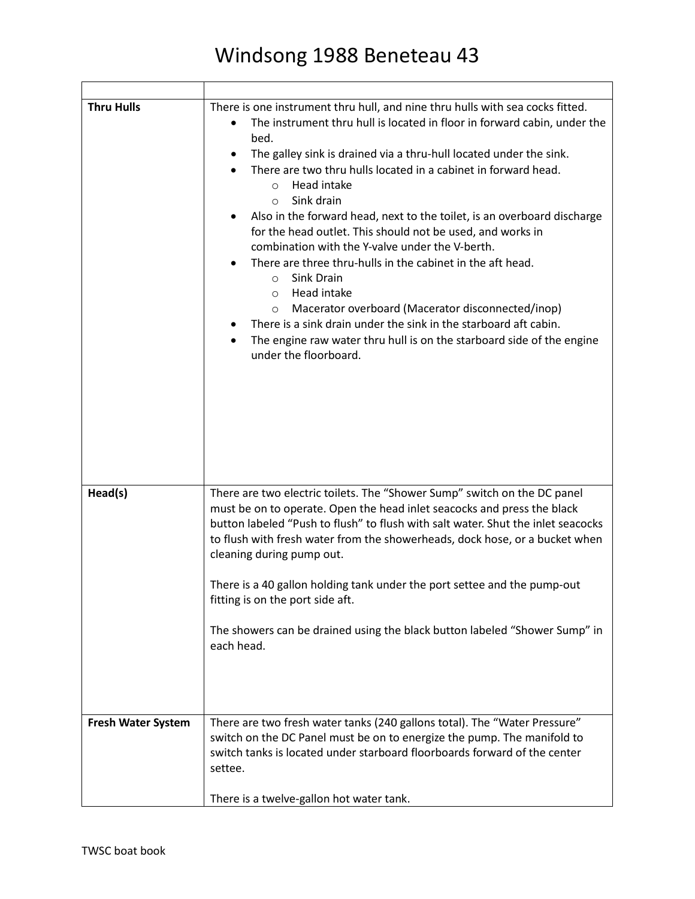# Windsong 1988 Beneteau 43

| | |
|---|---|
| **Thru Hulls** | There is one instrument thru hull, and nine thru hulls with sea cocks fitted.<br>• The instrument thru hull is located in floor in forward cabin, under the bed.<br>• The galley sink is drained via a thru-hull located under the sink.<br>• There are two thru hulls located in a cabinet in forward head.<br>&nbsp;&nbsp;&nbsp;&nbsp;o Head intake<br>&nbsp;&nbsp;&nbsp;&nbsp;o Sink drain<br>• Also in the forward head, next to the toilet, is an overboard discharge for the head outlet. This should not be used, and works in combination with the Y-valve under the V-berth.<br>• There are three thru-hulls in the cabinet in the aft head.<br>&nbsp;&nbsp;&nbsp;&nbsp;o Sink Drain<br>&nbsp;&nbsp;&nbsp;&nbsp;o Head intake<br>&nbsp;&nbsp;&nbsp;&nbsp;o Macerator overboard (Macerator disconnected/inop)<br>• There is a sink drain under the sink in the starboard aft cabin.<br>• The engine raw water thru hull is on the starboard side of the engine under the floorboard. |
| **Head(s)** | There are two electric toilets. The "Shower Sump" switch on the DC panel must be on to operate. Open the head inlet seacocks and press the black button labeled "Push to flush" to flush with salt water. Shut the inlet seacocks to flush with fresh water from the showerheads, dock hose, or a bucket when cleaning during pump out.<br><br>There is a 40 gallon holding tank under the port settee and the pump-out fitting is on the port side aft.<br><br>The showers can be drained using the black button labeled "Shower Sump" in each head. |
| **Fresh Water System** | There are two fresh water tanks (240 gallons total). The "Water Pressure" switch on the DC Panel must be on to energize the pump. The manifold to switch tanks is located under starboard floorboards forward of the center settee.<br><br>There is a twelve-gallon hot water tank. |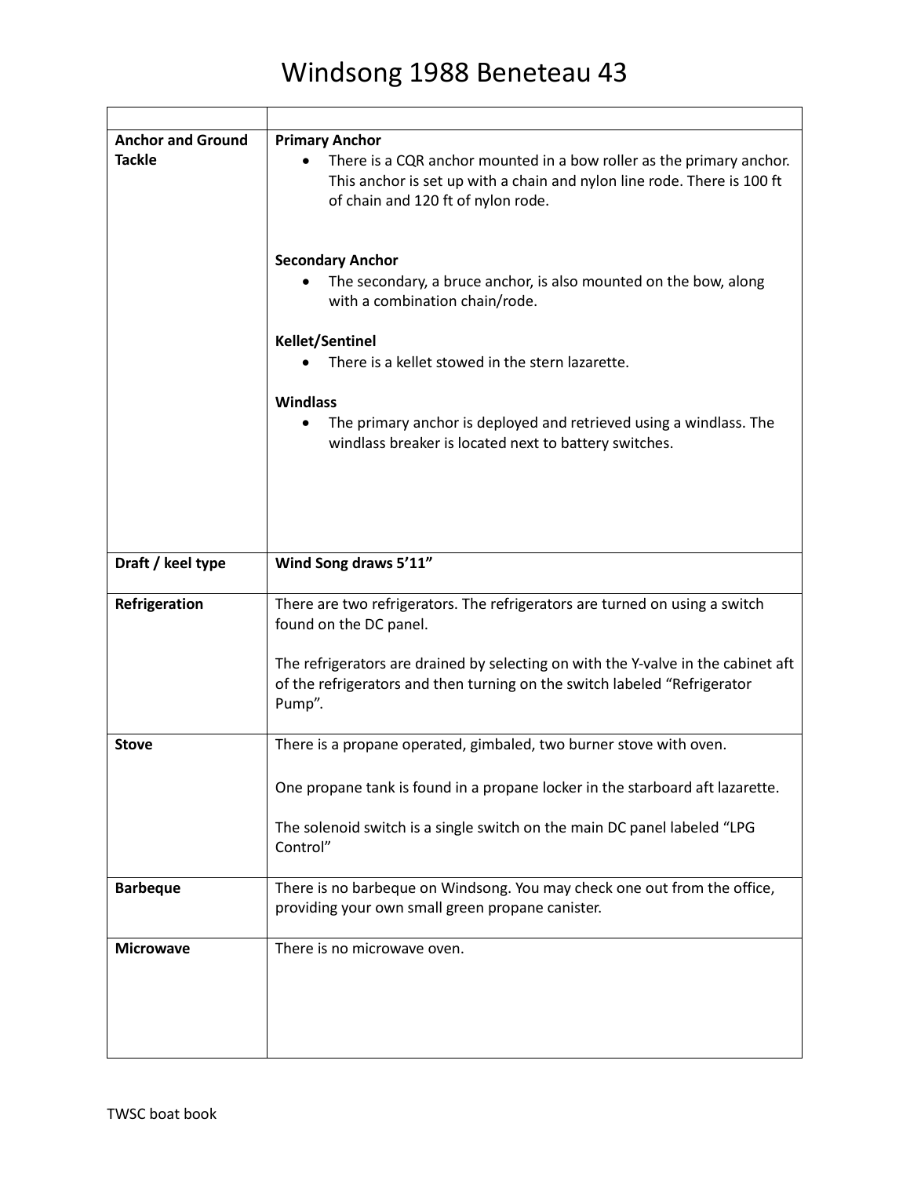# Windsong 1988 Beneteau 43

| | |
|---|---|
| **Anchor and Ground Tackle** | **Primary Anchor**<br>• There is a CQR anchor mounted in a bow roller as the primary anchor. This anchor is set up with a chain and nylon line rode. There is 100 ft of chain and 120 ft of nylon rode.<br><br>**Secondary Anchor**<br>• The secondary, a bruce anchor, is also mounted on the bow, along with a combination chain/rode.<br><br>**Kellet/Sentinel**<br>• There is a kellet stowed in the stern lazarette.<br><br>**Windlass**<br>• The primary anchor is deployed and retrieved using a windlass. The windlass breaker is located next to battery switches. |
| **Draft / keel type** | **Wind Song draws 5'11"** |
| **Refrigeration** | There are two refrigerators. The refrigerators are turned on using a switch found on the DC panel.<br><br>The refrigerators are drained by selecting on with the Y-valve in the cabinet aft of the refrigerators and then turning on the switch labeled "Refrigerator Pump". |
| **Stove** | There is a propane operated, gimbaled, two burner stove with oven.<br><br>One propane tank is found in a propane locker in the starboard aft lazarette.<br><br>The solenoid switch is a single switch on the main DC panel labeled "LPG Control" |
| **Barbeque** | There is no barbeque on Windsong. You may check one out from the office, providing your own small green propane canister. |
| **Microwave** | There is no microwave oven. |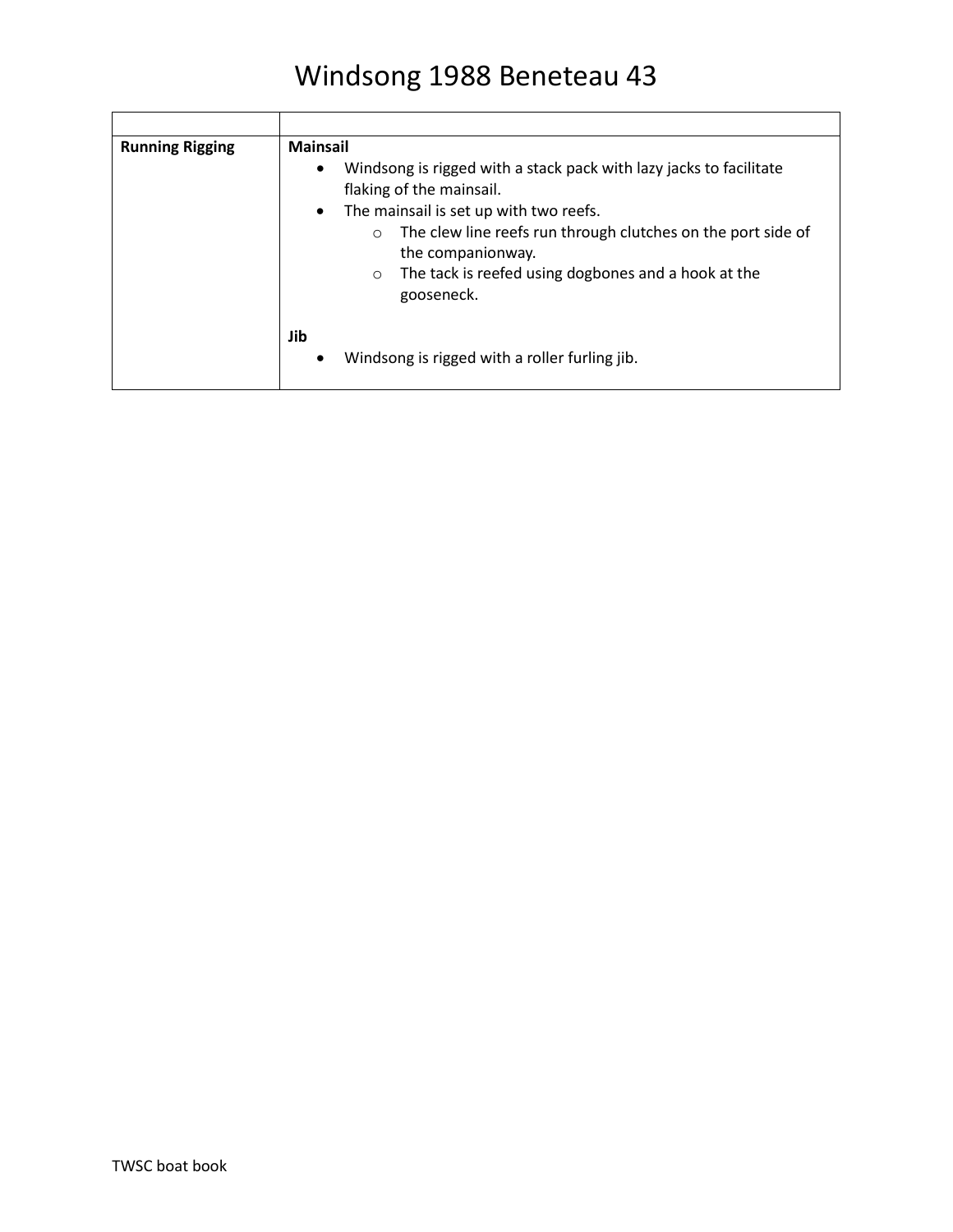| | |
|---|---|
| **Running Rigging** | **Mainsail**<br>• Windsong is rigged with a stack pack with lazy jacks to facilitate flaking of the mainsail.<br>• The mainsail is set up with two reefs.<br>&nbsp;&nbsp;&nbsp;&nbsp;o The clew line reefs run through clutches on the port side of the companionway.<br>&nbsp;&nbsp;&nbsp;&nbsp;o The tack is reefed using dogbones and a hook at the gooseneck.<br><br>**Jib**<br>• Windsong is rigged with a roller furling jib. |